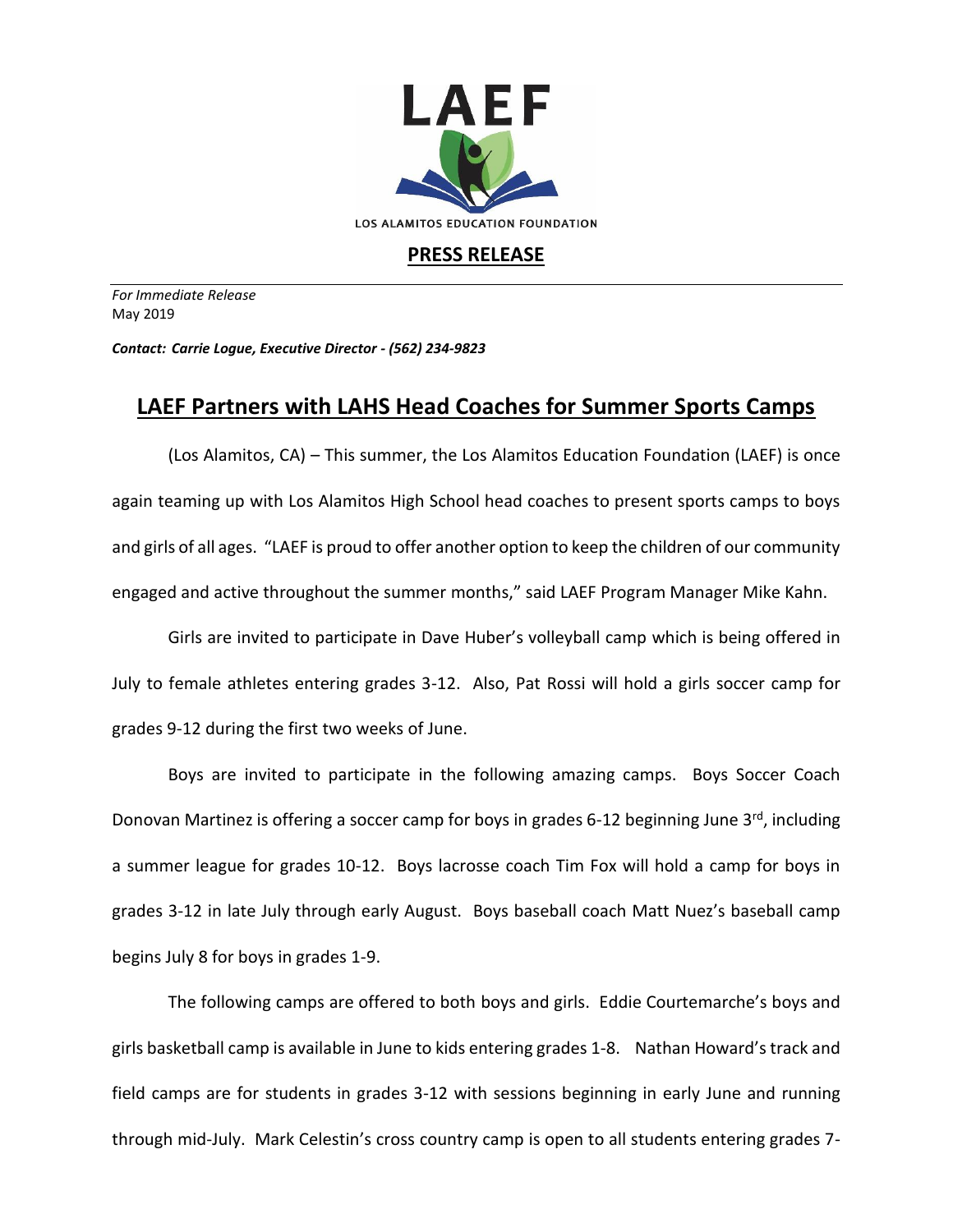LAEF

LOS ALAMITOS EDUCATION FOUNDATION

**PRESS RELEASE**

*For Immediate Release*
May 2019

***Contact: Carrie Logue, Executive Director - (562) 234-9823***

# LAEF Partners with LAHS Head Coaches for Summer Sports Camps

(Los Alamitos, CA) – This summer, the Los Alamitos Education Foundation (LAEF) is once again teaming up with Los Alamitos High School head coaches to present sports camps to boys and girls of all ages. "LAEF is proud to offer another option to keep the children of our community engaged and active throughout the summer months," said LAEF Program Manager Mike Kahn.

Girls are invited to participate in Dave Huber's volleyball camp which is being offered in July to female athletes entering grades 3-12. Also, Pat Rossi will hold a girls soccer camp for grades 9-12 during the first two weeks of June.

Boys are invited to participate in the following amazing camps. Boys Soccer Coach Donovan Martinez is offering a soccer camp for boys in grades 6-12 beginning June 3rd, including a summer league for grades 10-12. Boys lacrosse coach Tim Fox will hold a camp for boys in grades 3-12 in late July through early August. Boys baseball coach Matt Nuez's baseball camp begins July 8 for boys in grades 1-9.

The following camps are offered to both boys and girls. Eddie Courtemarche's boys and girls basketball camp is available in June to kids entering grades 1-8. Nathan Howard's track and field camps are for students in grades 3-12 with sessions beginning in early June and running through mid-July. Mark Celestin's cross country camp is open to all students entering grades 7-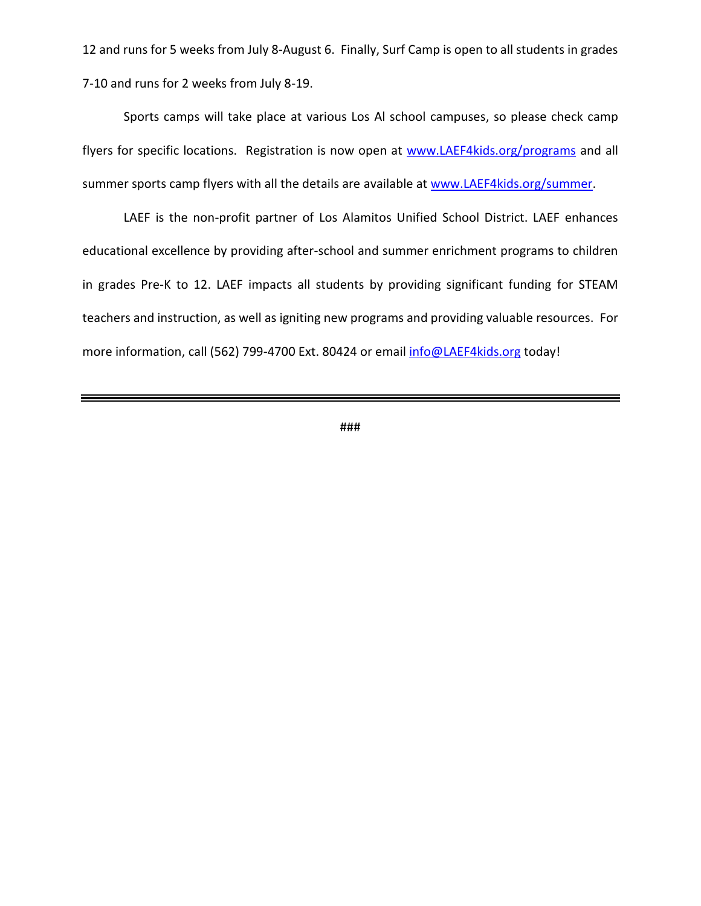12 and runs for 5 weeks from July 8-August 6. Finally, Surf Camp is open to all students in grades 7-10 and runs for 2 weeks from July 8-19.

Sports camps will take place at various Los Al school campuses, so please check camp flyers for specific locations. Registration is now open at www.LAEF4kids.org/programs and all summer sports camp flyers with all the details are available at www.LAEF4kids.org/summer.

LAEF is the non-profit partner of Los Alamitos Unified School District. LAEF enhances educational excellence by providing after-school and summer enrichment programs to children in grades Pre-K to 12. LAEF impacts all students by providing significant funding for STEAM teachers and instruction, as well as igniting new programs and providing valuable resources. For more information, call (562) 799-4700 Ext. 80424 or email info@LAEF4kids.org today!

---

###